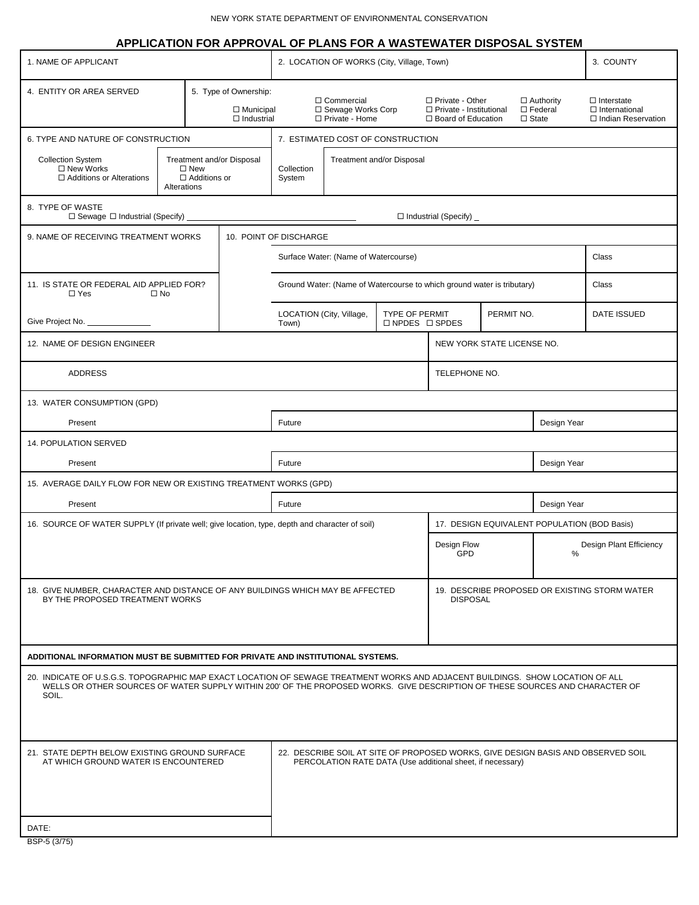NEW YORK STATE DEPARTMENT OF ENVIRONMENTAL CONSERVATION

# APPLICATION FOR APPROVAL OF PLANS FOR A WASTEWATER DISPOSAL SYSTEM

1. NAME OF APPLICANT

2. LOCATION OF WORKS (City, Village, Town)

3. COUNTY

4. ENTITY OR AREA SERVED

5. Type of Ownership:
☐ Municipal ☐ Industrial ☐ Commercial ☐ Sewage Works Corp ☐ Private - Home ☐ Private - Other ☐ Private - Institutional ☐ Board of Education ☐ Authority ☐ Federal ☐ State ☐ Interstate ☐ International ☐ Indian Reservation

6. TYPE AND NATURE OF CONSTRUCTION
Collection System ☐ New Works ☐ Additions or Alterations
Treatment and/or Disposal ☐ New ☐ Additions or Alterations

7. ESTIMATED COST OF CONSTRUCTION
Collection System
Treatment and/or Disposal

8. TYPE OF WASTE
☐ Sewage ☐ Industrial (Specify) ______________________ ☐ Industrial (Specify) _

9. NAME OF RECEIVING TREATMENT WORKS

10. POINT OF DISCHARGE

| Surface Water: (Name of Watercourse) | | | | Class |
|---|---|---|---|---|
| Ground Water: (Name of Watercourse to which ground water is tributary) | | | | Class |
| LOCATION (City, Village, Town) | TYPE OF PERMIT ☐ NPDES ☐ SPDES | PERMIT NO. | | DATE ISSUED |

11. IS STATE OR FEDERAL AID APPLIED FOR?
☐ Yes ☐ No

Give Project No. ______________

12. NAME OF DESIGN ENGINEER

NEW YORK STATE LICENSE NO.

ADDRESS

TELEPHONE NO.

13. WATER CONSUMPTION (GPD)

| Present | Future | Design Year |
|---|---|---|

14. POPULATION SERVED

| Present | Future | Design Year |
|---|---|---|

15. AVERAGE DAILY FLOW FOR NEW OR EXISTING TREATMENT WORKS (GPD)

| Present | Future | Design Year |
|---|---|---|

16. SOURCE OF WATER SUPPLY (If private well; give location, type, depth and character of soil)

17. DESIGN EQUIVALENT POPULATION (BOD Basis)

| Design Flow GPD | Design Plant Efficiency % |
|---|---|

18. GIVE NUMBER, CHARACTER AND DISTANCE OF ANY BUILDINGS WHICH MAY BE AFFECTED BY THE PROPOSED TREATMENT WORKS

19. DESCRIBE PROPOSED OR EXISTING STORM WATER DISPOSAL

**ADDITIONAL INFORMATION MUST BE SUBMITTED FOR PRIVATE AND INSTITUTIONAL SYSTEMS.**

20. INDICATE OF U.S.G.S. TOPOGRAPHIC MAP EXACT LOCATION OF SEWAGE TREATMENT WORKS AND ADJACENT BUILDINGS. SHOW LOCATION OF ALL WELLS OR OTHER SOURCES OF WATER SUPPLY WITHIN 200' OF THE PROPOSED WORKS. GIVE DESCRIPTION OF THESE SOURCES AND CHARACTER OF SOIL.

21. STATE DEPTH BELOW EXISTING GROUND SURFACE AT WHICH GROUND WATER IS ENCOUNTERED

22. DESCRIBE SOIL AT SITE OF PROPOSED WORKS, GIVE DESIGN BASIS AND OBSERVED SOIL PERCOLATION RATE DATA (Use additional sheet, if necessary)

DATE:

BSP-5 (3/75)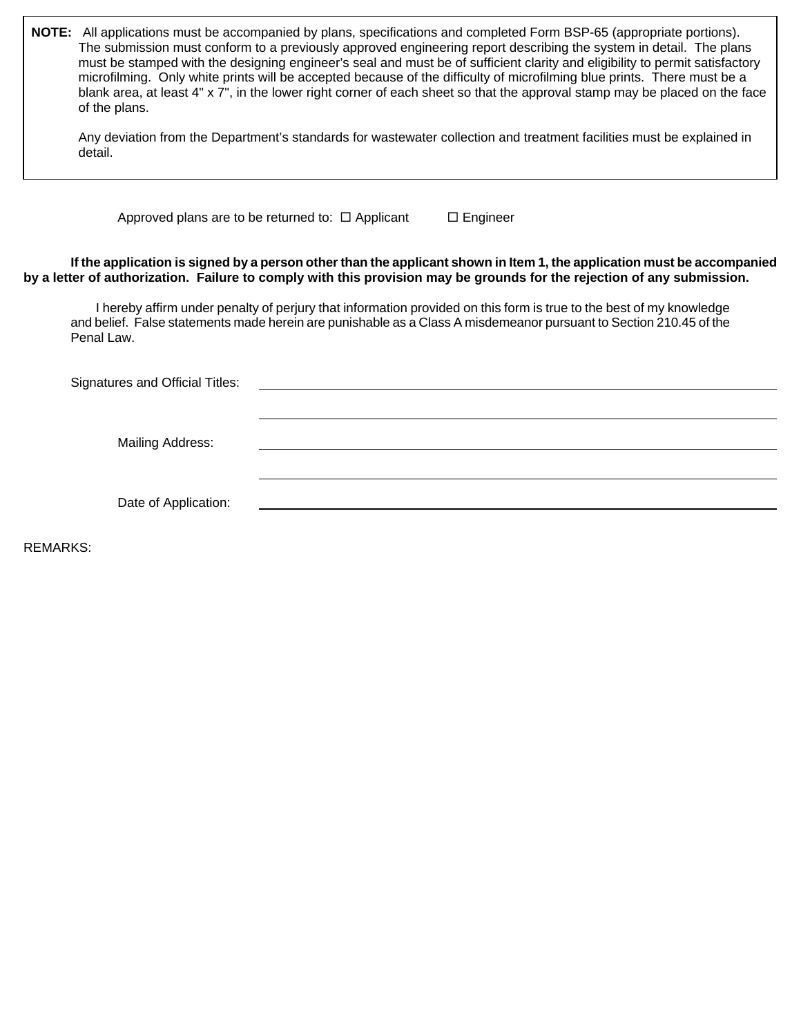**NOTE:** All applications must be accompanied by plans, specifications and completed Form BSP-65 (appropriate portions). The submission must conform to a previously approved engineering report describing the system in detail. The plans must be stamped with the designing engineer's seal and must be of sufficient clarity and eligibility to permit satisfactory microfilming. Only white prints will be accepted because of the difficulty of microfilming blue prints. There must be a blank area, at least 4" x 7", in the lower right corner of each sheet so that the approval stamp may be placed on the face of the plans.

Any deviation from the Department's standards for wastewater collection and treatment facilities must be explained in detail.

Approved plans are to be returned to: ☐ Applicant ☐ Engineer

**If the application is signed by a person other than the applicant shown in Item 1, the application must be accompanied by a letter of authorization. Failure to comply with this provision may be grounds for the rejection of any submission.**

I hereby affirm under penalty of perjury that information provided on this form is true to the best of my knowledge and belief. False statements made herein are punishable as a Class A misdemeanor pursuant to Section 210.45 of the Penal Law.

Signatures and Official Titles: ______________________________

______________________________

Mailing Address: ______________________________

______________________________

Date of Application: ______________________________

REMARKS: